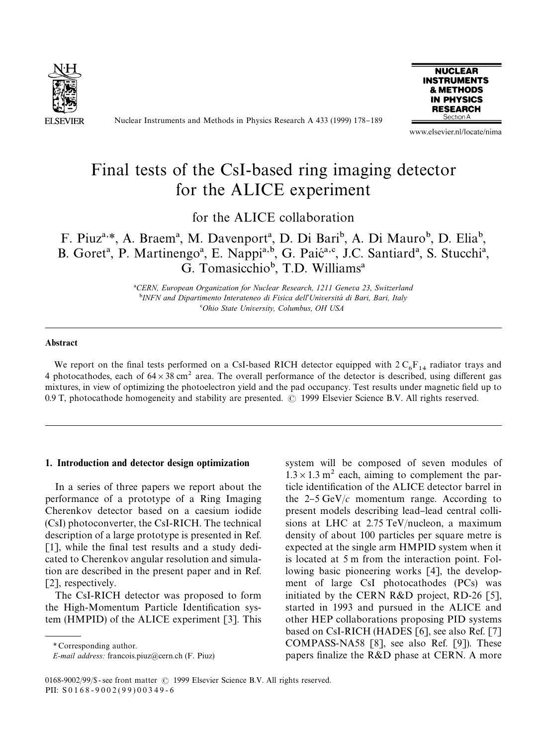# Final tests of the CsI-based ring imaging detector for the ALICE experiment

for the ALICE collaboration

F. Piuz[a,*], A. Braem[a], M. Davenport[a], D. Di Bari[b], A. Di Mauro[b], D. Elia[b], B. Goret[a], P. Martinengo[a], E. Nappi[a,b], G. Paić[a,c], J.C. Santiard[a], S. Stucchi[a], G. Tomasicchio[b], T.D. Williams[a]

[a] *CERN, European Organization for Nuclear Research, 1211 Geneva 23, Switzerland*
[b] *INFN and Dipartimento Interateneo di Fisica dell'Universitá di Bari, Bari, Italy*
[c] *Ohio State University, Columbus, OH USA*

## Abstract

We report on the final tests performed on a CsI-based RICH detector equipped with 2 $C_6F_{14}$ radiator trays and 4 photocathodes, each of $64 \times 38$ cm$^2$ area. The overall performance of the detector is described, using different gas mixtures, in view of optimizing the photoelectron yield and the pad occupancy. Test results under magnetic field up to 0.9 T, photocathode homogeneity and stability are presented. © 1999 Elsevier Science B.V. All rights reserved.

## 1. Introduction and detector design optimization

In a series of three papers we report about the performance of a prototype of a Ring Imaging Cherenkov detector based on a caesium iodide (CsI) photoconverter, the CsI-RICH. The technical description of a large prototype is presented in Ref. [1], while the final test results and a study dedicated to Cherenkov angular resolution and simulation are described in the present paper and in Ref. [2], respectively.

The CsI-RICH detector was proposed to form the High-Momentum Particle Identification system (HMPID) of the ALICE experiment [3]. This system will be composed of seven modules of $1.3 \times 1.3$ m$^2$ each, aiming to complement the particle identification of the ALICE detector barrel in the 2–5 GeV/$c$ momentum range. According to present models describing lead–lead central collisions at LHC at 2.75 TeV/nucleon, a maximum density of about 100 particles per square metre is expected at the single arm HMPID system when it is located at 5 m from the interaction point. Following basic pioneering works [4], the development of large CsI photocathodes (PCs) was initiated by the CERN R&D project, RD-26 [5], started in 1993 and pursued in the ALICE and other HEP collaborations proposing PID systems based on CsI-RICH (HADES [6], see also Ref. [7] COMPASS-NA58 [8], see also Ref. [9]). These papers finalize the R&D phase at CERN. A more

\* Corresponding author.
*E-mail address:* francois.piuz@cern.ch (F. Piuz)

0168-9002/99/$ - see front matter © 1999 Elsevier Science B.V. All rights reserved.
PII: S0168-9002(99)00349-6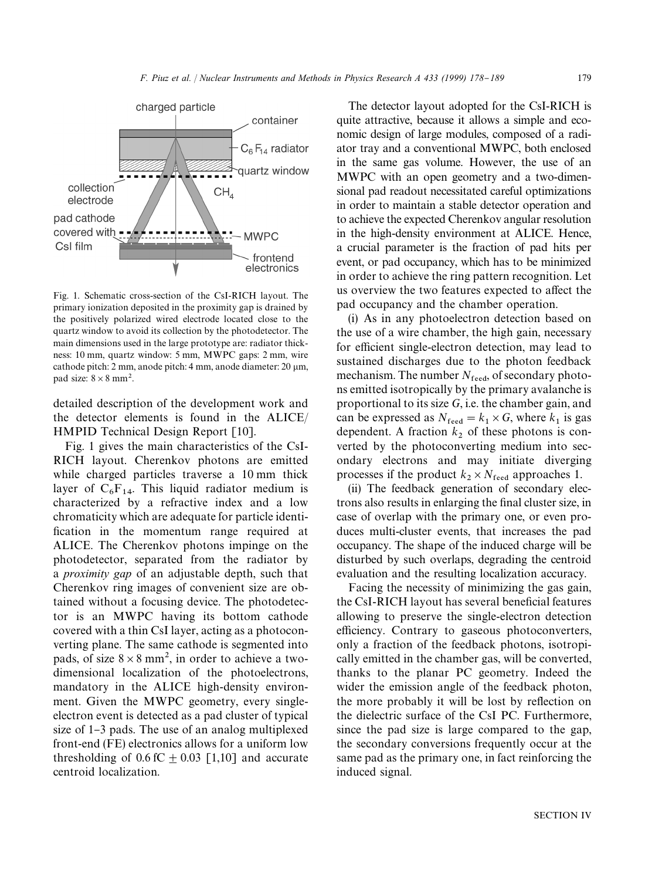Fig. 1. Schematic cross-section of the CsI-RICH layout. The primary ionization deposited in the proximity gap is drained by the positively polarized wired electrode located close to the quartz window to avoid its collection by the photodetector. The main dimensions used in the large prototype are: radiator thickness: 10 mm, quartz window: 5 mm, MWPC gaps: 2 mm, wire cathode pitch: 2 mm, anode pitch: 4 mm, anode diameter: 20 μm, pad size: $8 \times 8$ mm$^2$.

detailed description of the development work and the detector elements is found in the ALICE/HMPID Technical Design Report [10].

Fig. 1 gives the main characteristics of the CsI-RICH layout. Cherenkov photons are emitted while charged particles traverse a 10 mm thick layer of $C_6F_{14}$. This liquid radiator medium is characterized by a refractive index and a low chromaticity which are adequate for particle identification in the momentum range required at ALICE. The Cherenkov photons impinge on the photodetector, separated from the radiator by a *proximity gap* of an adjustable depth, such that Cherenkov ring images of convenient size are obtained without a focusing device. The photodetector is an MWPC having its bottom cathode covered with a thin CsI layer, acting as a photoconverting plane. The same cathode is segmented into pads, of size $8 \times 8$ mm$^2$, in order to achieve a two-dimensional localization of the photoelectrons, mandatory in the ALICE high-density environment. Given the MWPC geometry, every single-electron event is detected as a pad cluster of typical size of 1–3 pads. The use of an analog multiplexed front-end (FE) electronics allows for a uniform low thresholding of 0.6 fC $\pm$ 0.03 [1,10] and accurate centroid localization.

The detector layout adopted for the CsI-RICH is quite attractive, because it allows a simple and economic design of large modules, composed of a radiator tray and a conventional MWPC, both enclosed in the same gas volume. However, the use of an MWPC with an open geometry and a two-dimensional pad readout necessitated careful optimizations in order to maintain a stable detector operation and to achieve the expected Cherenkov angular resolution in the high-density environment at ALICE. Hence, a crucial parameter is the fraction of pad hits per event, or pad occupancy, which has to be minimized in order to achieve the ring pattern recognition. Let us overview the two features expected to affect the pad occupancy and the chamber operation.

(i) As in any photoelectron detection based on the use of a wire chamber, the high gain, necessary for efficient single-electron detection, may lead to sustained discharges due to the photon feedback mechanism. The number $N_{feed}$, of secondary photons emitted isotropically by the primary avalanche is proportional to its size $G$, i.e. the chamber gain, and can be expressed as $N_{feed} = k_1 \times G$, where $k_1$ is gas dependent. A fraction $k_2$ of these photons is converted by the photoconverting medium into secondary electrons and may initiate diverging processes if the product $k_2 \times N_{feed}$ approaches 1.

(ii) The feedback generation of secondary electrons also results in enlarging the final cluster size, in case of overlap with the primary one, or even produces multi-cluster events, that increases the pad occupancy. The shape of the induced charge will be disturbed by such overlaps, degrading the centroid evaluation and the resulting localization accuracy.

Facing the necessity of minimizing the gas gain, the CsI-RICH layout has several beneficial features allowing to preserve the single-electron detection efficiency. Contrary to gaseous photoconverters, only a fraction of the feedback photons, isotropically emitted in the chamber gas, will be converted, thanks to the planar PC geometry. Indeed the wider the emission angle of the feedback photon, the more probably it will be lost by reflection on the dielectric surface of the CsI PC. Furthermore, since the pad size is large compared to the gap, the secondary conversions frequently occur at the same pad as the primary one, in fact reinforcing the induced signal.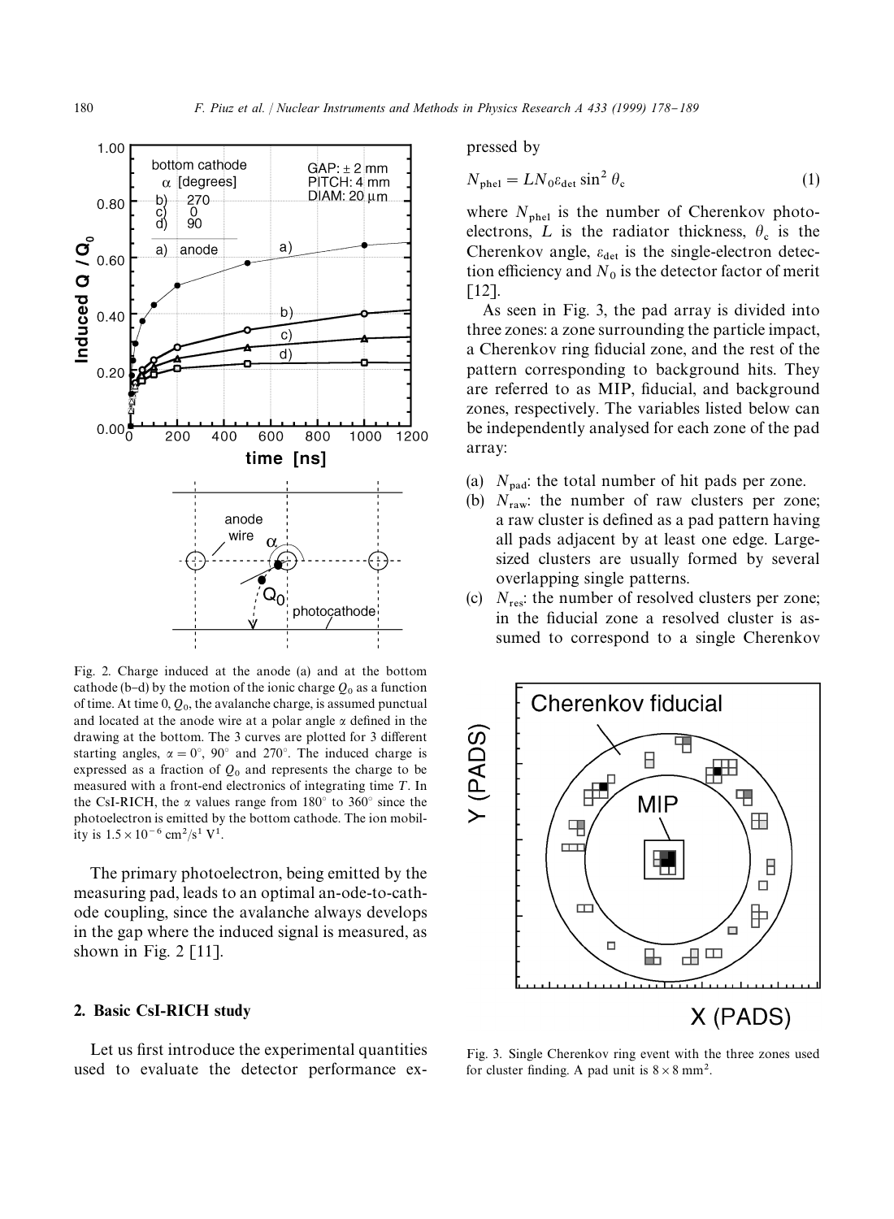Fig. 2. Charge induced at the anode (a) and at the bottom cathode (b–d) by the motion of the ionic charge $Q_0$ as a function of time. At time 0, $Q_0$, the avalanche charge, is assumed punctual and located at the anode wire at a polar angle $\alpha$ defined in the drawing at the bottom. The 3 curves are plotted for 3 different starting angles, $\alpha = 0°$, $90°$ and $270°$. The induced charge is expressed as a fraction of $Q_0$ and represents the charge to be measured with a front-end electronics of integrating time $T$. In the CsI-RICH, the $\alpha$ values range from $180°$ to $360°$ since the photoelectron is emitted by the bottom cathode. The ion mobility is $1.5 \times 10^{-6}\ \text{cm}^2/\text{s}^1\ \text{V}^1$.

The primary photoelectron, being emitted by the measuring pad, leads to an optimal anode-to-cathode coupling, since the avalanche always develops in the gap where the induced signal is measured, as shown in Fig. 2 [11].

## 2. Basic CsI-RICH study

Let us first introduce the experimental quantities used to evaluate the detector performance expressed by

$$N_{\text{phel}} = L N_0 \varepsilon_{\text{det}} \sin^2 \theta_c \tag{1}$$

where $N_{\text{phel}}$ is the number of Cherenkov photoelectrons, $L$ is the radiator thickness, $\theta_c$ is the Cherenkov angle, $\varepsilon_{\text{det}}$ is the single-electron detection efficiency and $N_0$ is the detector factor of merit [12].

As seen in Fig. 3, the pad array is divided into three zones: a zone surrounding the particle impact, a Cherenkov ring fiducial zone, and the rest of the pattern corresponding to background hits. They are referred to as MIP, fiducial, and background zones, respectively. The variables listed below can be independently analysed for each zone of the pad array:

(a) $N_{\text{pad}}$: the total number of hit pads per zone.
(b) $N_{\text{raw}}$: the number of raw clusters per zone; a raw cluster is defined as a pad pattern having all pads adjacent by at least one edge. Large-sized clusters are usually formed by several overlapping single patterns.
(c) $N_{\text{res}}$: the number of resolved clusters per zone; in the fiducial zone a resolved cluster is assumed to correspond to a single Cherenkov

Fig. 3. Single Cherenkov ring event with the three zones used for cluster finding. A pad unit is $8 \times 8\ \text{mm}^2$.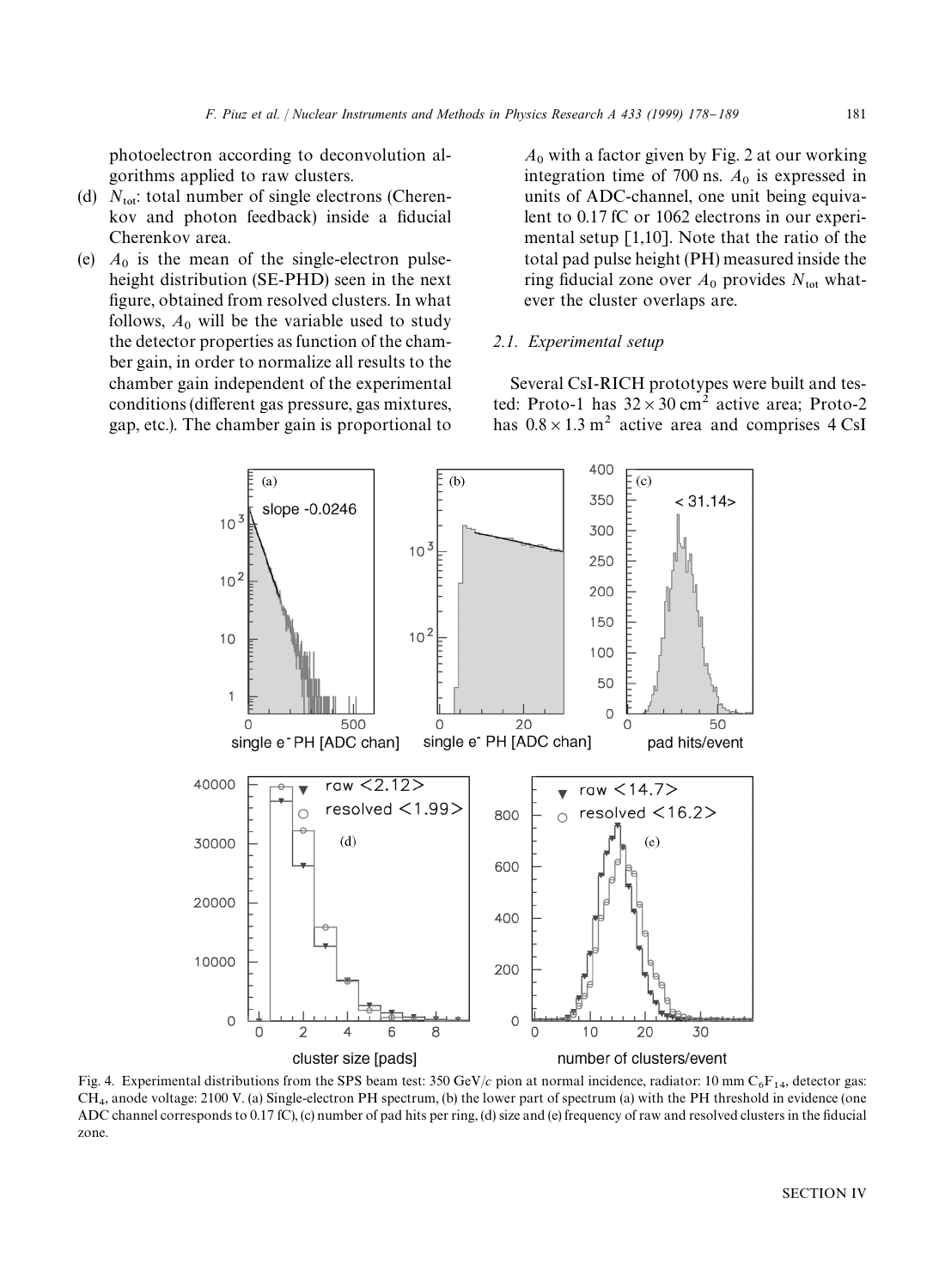photoelectron according to deconvolution algorithms applied to raw clusters.

(d) $N_{tot}$: total number of single electrons (Cherenkov and photon feedback) inside a fiducial Cherenkov area.

(e) $A_0$ is the mean of the single-electron pulse-height distribution (SE-PHD) seen in the next figure, obtained from resolved clusters. In what follows, $A_0$ will be the variable used to study the detector properties as function of the chamber gain, in order to normalize all results to the chamber gain independent of the experimental conditions (different gas pressure, gas mixtures, gap, etc.). The chamber gain is proportional to $A_0$ with a factor given by Fig. 2 at our working integration time of 700 ns. $A_0$ is expressed in units of ADC-channel, one unit being equivalent to 0.17 fC or 1062 electrons in our experimental setup [1,10]. Note that the ratio of the total pad pulse height (PH) measured inside the ring fiducial zone over $A_0$ provides $N_{tot}$ whatever the cluster overlaps are.

### 2.1. Experimental setup

Several CsI-RICH prototypes were built and tested: Proto-1 has $32 \times 30\ \text{cm}^2$ active area; Proto-2 has $0.8 \times 1.3\ \text{m}^2$ active area and comprises 4 CsI

Fig. 4. Experimental distributions from the SPS beam test: 350 GeV/$c$ pion at normal incidence, radiator: 10 mm $C_6F_{14}$, detector gas: $CH_4$, anode voltage: 2100 V. (a) Single-electron PH spectrum, (b) the lower part of spectrum (a) with the PH threshold in evidence (one ADC channel corresponds to 0.17 fC), (c) number of pad hits per ring, (d) size and (e) frequency of raw and resolved clusters in the fiducial zone.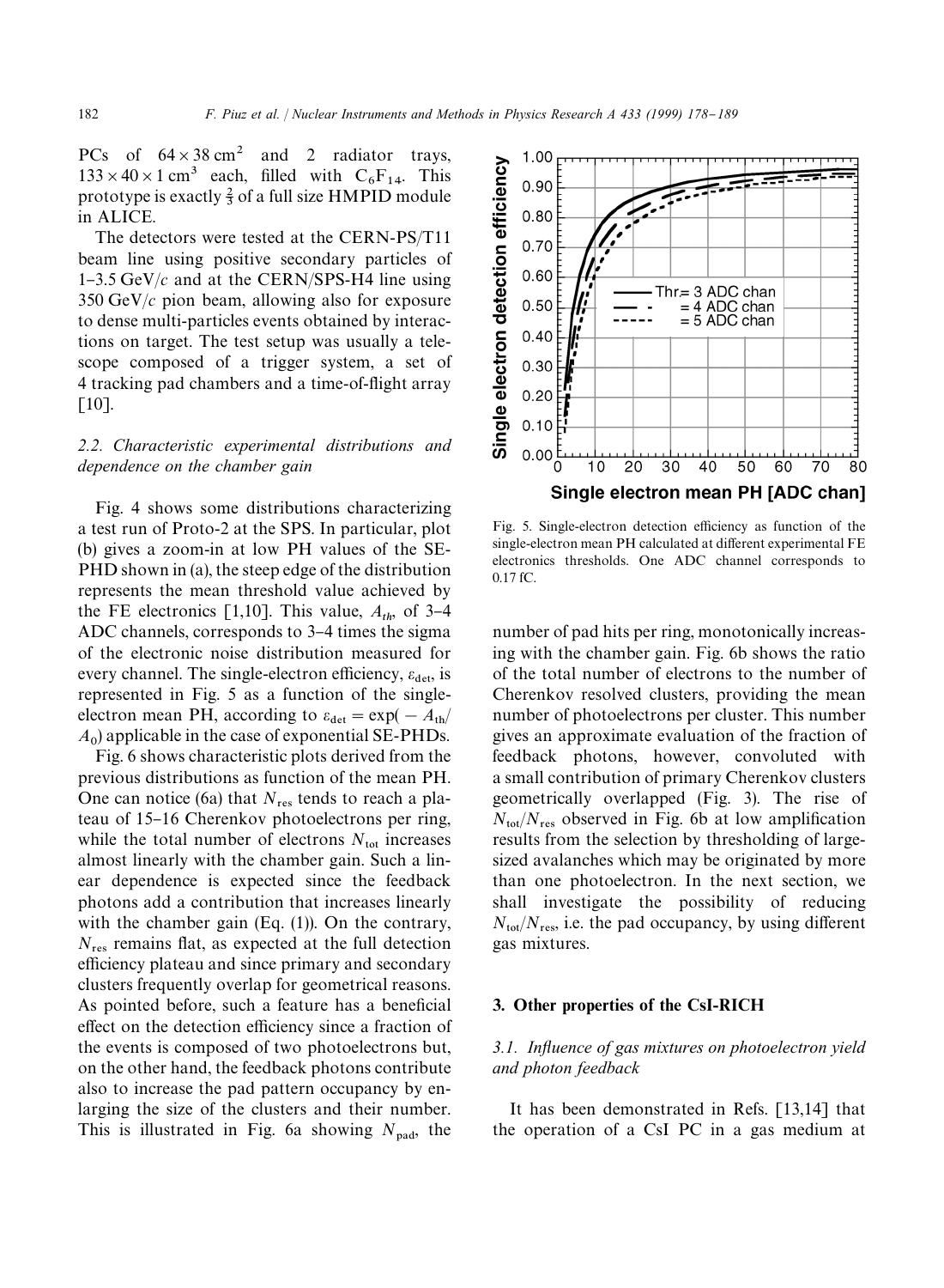PCs of $64 \times 38\ \text{cm}^2$ and 2 radiator trays, $133 \times 40 \times 1\ \text{cm}^3$ each, filled with $C_6F_{14}$. This prototype is exactly $\frac{2}{3}$ of a full size HMPID module in ALICE.

The detectors were tested at the CERN-PS/T11 beam line using positive secondary particles of 1–3.5 GeV/$c$ and at the CERN/SPS-H4 line using 350 GeV/$c$ pion beam, allowing also for exposure to dense multi-particles events obtained by interactions on target. The test setup was usually a telescope composed of a trigger system, a set of 4 tracking pad chambers and a time-of-flight array [10].

### 2.2. Characteristic experimental distributions and dependence on the chamber gain

Fig. 4 shows some distributions characterizing a test run of Proto-2 at the SPS. In particular, plot (b) gives a zoom-in at low PH values of the SE-PHD shown in (a), the steep edge of the distribution represents the mean threshold value achieved by the FE electronics [1,10]. This value, $A_{th}$, of 3–4 ADC channels, corresponds to 3–4 times the sigma of the electronic noise distribution measured for every channel. The single-electron efficiency, $\varepsilon_{\text{det}}$, is represented in Fig. 5 as a function of the single-electron mean PH, according to $\varepsilon_{\text{det}} = \exp(-A_{\text{th}}/A_0)$ applicable in the case of exponential SE-PHDs.

Fig. 5. Single-electron detection efficiency as function of the single-electron mean PH calculated at different experimental FE electronics thresholds. One ADC channel corresponds to 0.17 fC.

Fig. 6 shows characteristic plots derived from the previous distributions as function of the mean PH. One can notice (6a) that $N_{\text{res}}$ tends to reach a plateau of 15–16 Cherenkov photoelectrons per ring, while the total number of electrons $N_{\text{tot}}$ increases almost linearly with the chamber gain. Such a linear dependence is expected since the feedback photons add a contribution that increases linearly with the chamber gain (Eq. (1)). On the contrary, $N_{\text{res}}$ remains flat, as expected at the full detection efficiency plateau and since primary and secondary clusters frequently overlap for geometrical reasons. As pointed before, such a feature has a beneficial effect on the detection efficiency since a fraction of the events is composed of two photoelectrons but, on the other hand, the feedback photons contribute also to increase the pad pattern occupancy by enlarging the size of the clusters and their number. This is illustrated in Fig. 6a showing $N_{\text{pad}}$, the number of pad hits per ring, monotonically increasing with the chamber gain. Fig. 6b shows the ratio of the total number of electrons to the number of Cherenkov resolved clusters, providing the mean number of photoelectrons per cluster. This number gives an approximate evaluation of the fraction of feedback photons, however, convoluted with a small contribution of primary Cherenkov clusters geometrically overlapped (Fig. 3). The rise of $N_{\text{tot}}/N_{\text{res}}$ observed in Fig. 6b at low amplification results from the selection by thresholding of large-sized avalanches which may be originated by more than one photoelectron. In the next section, we shall investigate the possibility of reducing $N_{\text{tot}}/N_{\text{res}}$, i.e. the pad occupancy, by using different gas mixtures.

## 3. Other properties of the CsI-RICH

### 3.1. Influence of gas mixtures on photoelectron yield and photon feedback

It has been demonstrated in Refs. [13,14] that the operation of a CsI PC in a gas medium at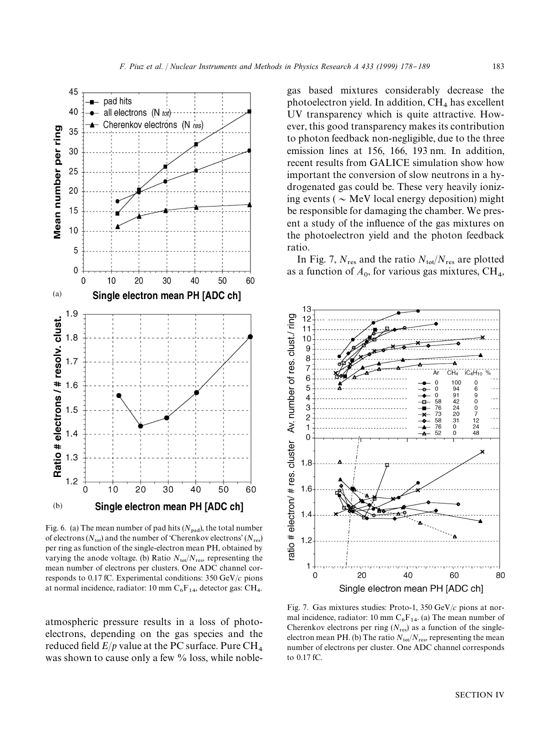Fig. 6. (a) The mean number of pad hits ($N_{pad}$), the total number of electrons ($N_{tot}$) and the number of 'Cherenkov electrons' ($N_{res}$) per ring as function of the single-electron mean PH, obtained by varying the anode voltage. (b) Ratio $N_{tot}/N_{res}$, representing the mean number of electrons per clusters. One ADC channel corresponds to 0.17 fC. Experimental conditions: 350 GeV/$c$ pions at normal incidence, radiator: 10 mm $C_6F_{14}$, detector gas: $CH_4$.

atmospheric pressure results in a loss of photoelectrons, depending on the gas species and the reduced field $E/p$ value at the PC surface. Pure $CH_4$ was shown to cause only a few % loss, while noble-gas based mixtures considerably decrease the photoelectron yield. In addition, $CH_4$ has excellent UV transparency which is quite attractive. However, this good transparency makes its contribution to photon feedback non-negligible, due to the three emission lines at 156, 166, 193 nm. In addition, recent results from GALICE simulation show how important the conversion of slow neutrons in a hydrogenated gas could be. These very heavily ionizing events ($\sim$ MeV local energy deposition) might be responsible for damaging the chamber. We present a study of the influence of the gas mixtures on the photoelectron yield and the photon feedback ratio.

In Fig. 7, $N_{res}$ and the ratio $N_{tot}/N_{res}$ are plotted as a function of $A_0$, for various gas mixtures, $CH_4$,

Fig. 7. Gas mixtures studies: Proto-1, 350 GeV/$c$ pions at normal incidence, radiator: 10 mm $C_6F_{14}$. (a) The mean number of Cherenkov electrons per ring ($N_{res}$) as a function of the single-electron mean PH. (b) The ratio $N_{tot}/N_{res}$, representing the mean number of electrons per cluster. One ADC channel corresponds to 0.17 fC.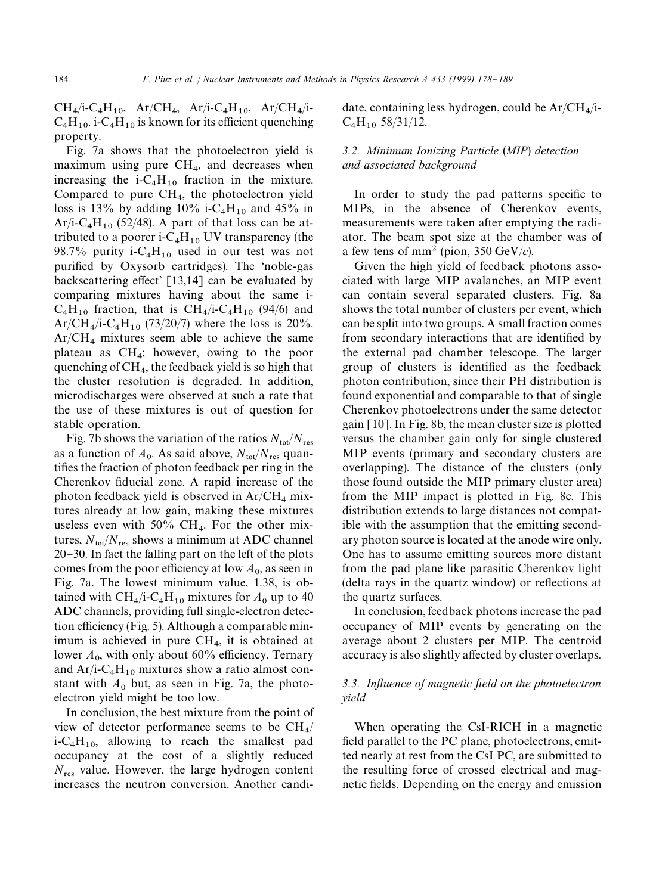$CH_4$/i-$C_4H_{10}$, Ar/$CH_4$, Ar/i-$C_4H_{10}$, Ar/$CH_4$/i-$C_4H_{10}$. i-$C_4H_{10}$ is known for its efficient quenching property.

Fig. 7a shows that the photoelectron yield is maximum using pure $CH_4$, and decreases when increasing the i-$C_4H_{10}$ fraction in the mixture. Compared to pure $CH_4$, the photoelectron yield loss is 13% by adding 10% i-$C_4H_{10}$ and 45% in Ar/i-$C_4H_{10}$ (52/48). A part of that loss can be attributed to a poorer i-$C_4H_{10}$ UV transparency (the 98.7% purity i-$C_4H_{10}$ used in our test was not purified by Oxysorb cartridges). The 'noble-gas backscattering effect' [13,14] can be evaluated by comparing mixtures having about the same i-$C_4H_{10}$ fraction, that is $CH_4$/i-$C_4H_{10}$ (94/6) and Ar/$CH_4$/i-$C_4H_{10}$ (73/20/7) where the loss is 20%. Ar/$CH_4$ mixtures seem able to achieve the same plateau as $CH_4$; however, owing to the poor quenching of $CH_4$, the feedback yield is so high that the cluster resolution is degraded. In addition, microdischarges were observed at such a rate that the use of these mixtures is out of question for stable operation.

Fig. 7b shows the variation of the ratios $N_{tot}/N_{res}$ as a function of $A_0$. As said above, $N_{tot}/N_{res}$ quantifies the fraction of photon feedback per ring in the Cherenkov fiducial zone. A rapid increase of the photon feedback yield is observed in Ar/$CH_4$ mixtures already at low gain, making these mixtures useless even with 50% $CH_4$. For the other mixtures, $N_{tot}/N_{res}$ shows a minimum at ADC channel 20–30. In fact the falling part on the left of the plots comes from the poor efficiency at low $A_0$, as seen in Fig. 7a. The lowest minimum value, 1.38, is obtained with $CH_4$/i-$C_4H_{10}$ mixtures for $A_0$ up to 40 ADC channels, providing full single-electron detection efficiency (Fig. 5). Although a comparable minimum is achieved in pure $CH_4$, it is obtained at lower $A_0$, with only about 60% efficiency. Ternary and Ar/i-$C_4H_{10}$ mixtures show a ratio almost constant with $A_0$ but, as seen in Fig. 7a, the photoelectron yield might be too low.

In conclusion, the best mixture from the point of view of detector performance seems to be $CH_4$/i-$C_4H_{10}$, allowing to reach the smallest pad occupancy at the cost of a slightly reduced $N_{res}$ value. However, the large hydrogen content increases the neutron conversion. Another candidate, containing less hydrogen, could be Ar/$CH_4$/i-$C_4H_{10}$ 58/31/12.

### 3.2. Minimum Ionizing Particle (MIP) detection and associated background

In order to study the pad patterns specific to MIPs, in the absence of Cherenkov events, measurements were taken after emptying the radiator. The beam spot size at the chamber was of a few tens of $mm^2$ (pion, 350 GeV/$c$).

Given the high yield of feedback photons associated with large MIP avalanches, an MIP event can contain several separated clusters. Fig. 8a shows the total number of clusters per event, which can be split into two groups. A small fraction comes from secondary interactions that are identified by the external pad chamber telescope. The larger group of clusters is identified as the feedback photon contribution, since their PH distribution is found exponential and comparable to that of single Cherenkov photoelectrons under the same detector gain [10]. In Fig. 8b, the mean cluster size is plotted versus the chamber gain only for single clustered MIP events (primary and secondary clusters are overlapping). The distance of the clusters (only those found outside the MIP primary cluster area) from the MIP impact is plotted in Fig. 8c. This distribution extends to large distances not compatible with the assumption that the emitting secondary photon source is located at the anode wire only. One has to assume emitting sources more distant from the pad plane like parasitic Cherenkov light (delta rays in the quartz window) or reflections at the quartz surfaces.

In conclusion, feedback photons increase the pad occupancy of MIP events by generating on the average about 2 clusters per MIP. The centroid accuracy is also slightly affected by cluster overlaps.

### 3.3. Influence of magnetic field on the photoelectron yield

When operating the CsI-RICH in a magnetic field parallel to the PC plane, photoelectrons, emitted nearly at rest from the CsI PC, are submitted to the resulting force of crossed electrical and magnetic fields. Depending on the energy and emission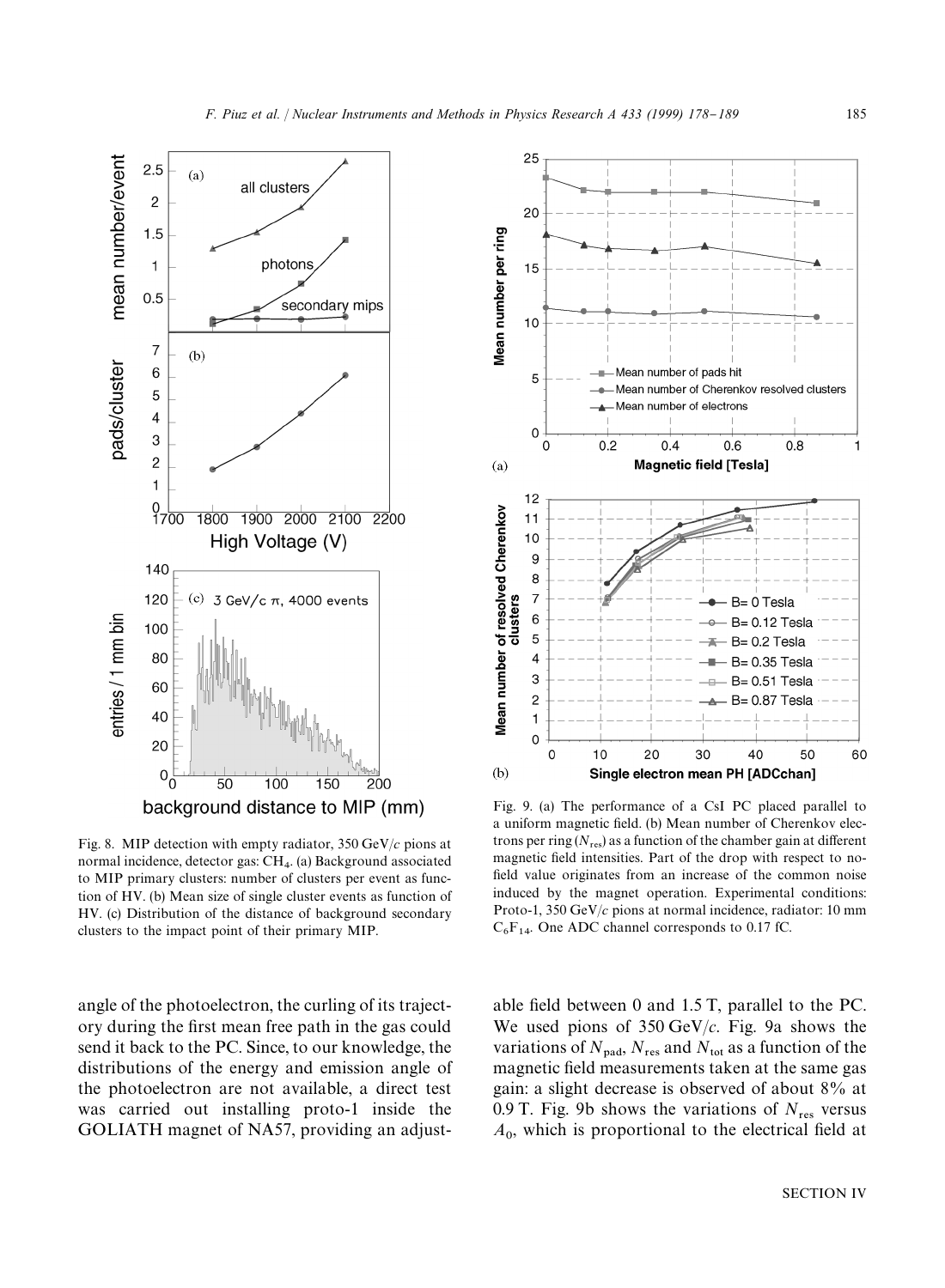Fig. 8. MIP detection with empty radiator, 350 GeV/$c$ pions at normal incidence, detector gas: $CH_4$. (a) Background associated to MIP primary clusters: number of clusters per event as function of HV. (b) Mean size of single cluster events as function of HV. (c) Distribution of the distance of background secondary clusters to the impact point of their primary MIP.

Fig. 9. (a) The performance of a CsI PC placed parallel to a uniform magnetic field. (b) Mean number of Cherenkov electrons per ring ($N_{res}$) as a function of the chamber gain at different magnetic field intensities. Part of the drop with respect to no-field value originates from an increase of the common noise induced by the magnet operation. Experimental conditions: Proto-1, 350 GeV/$c$ pions at normal incidence, radiator: 10 mm $C_6F_{14}$. One ADC channel corresponds to 0.17 fC.

angle of the photoelectron, the curling of its trajectory during the first mean free path in the gas could send it back to the PC. Since, to our knowledge, the distributions of the energy and emission angle of the photoelectron are not available, a direct test was carried out installing proto-1 inside the GOLIATH magnet of NA57, providing an adjustable field between 0 and 1.5 T, parallel to the PC. We used pions of 350 GeV/$c$. Fig. 9a shows the variations of $N_{pad}$, $N_{res}$ and $N_{tot}$ as a function of the magnetic field measurements taken at the same gas gain: a slight decrease is observed of about 8% at 0.9 T. Fig. 9b shows the variations of $N_{res}$ versus $A_0$, which is proportional to the electrical field at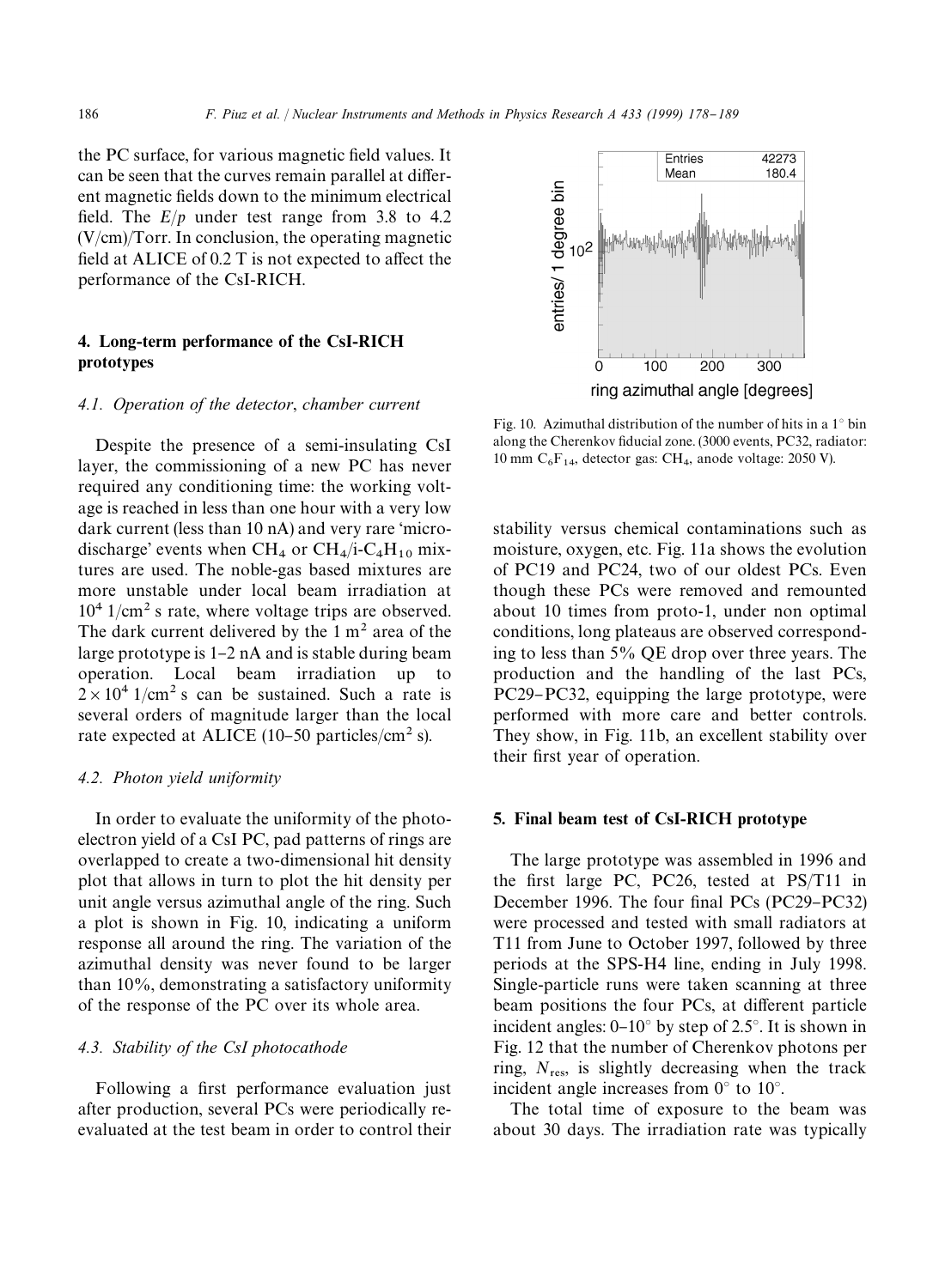the PC surface, for various magnetic field values. It can be seen that the curves remain parallel at different magnetic fields down to the minimum electrical field. The $E/p$ under test range from 3.8 to 4.2 (V/cm)/Torr. In conclusion, the operating magnetic field at ALICE of 0.2 T is not expected to affect the performance of the CsI-RICH.

## 4. Long-term performance of the CsI-RICH prototypes

### 4.1. Operation of the detector, chamber current

Despite the presence of a semi-insulating CsI layer, the commissioning of a new PC has never required any conditioning time: the working voltage is reached in less than one hour with a very low dark current (less than 10 nA) and very rare 'micro-discharge' events when $CH_4$ or $CH_4$/i-$C_4H_{10}$ mixtures are used. The noble-gas based mixtures are more unstable under local beam irradiation at $10^4$ 1/cm$^2$ s rate, where voltage trips are observed. The dark current delivered by the 1 m$^2$ area of the large prototype is 1–2 nA and is stable during beam operation. Local beam irradiation up to $2\times10^4$ 1/cm$^2$ s can be sustained. Such a rate is several orders of magnitude larger than the local rate expected at ALICE (10–50 particles/cm$^2$ s).

### 4.2. Photon yield uniformity

In order to evaluate the uniformity of the photoelectron yield of a CsI PC, pad patterns of rings are overlapped to create a two-dimensional hit density plot that allows in turn to plot the hit density per unit angle versus azimuthal angle of the ring. Such a plot is shown in Fig. 10, indicating a uniform response all around the ring. The variation of the azimuthal density was never found to be larger than 10%, demonstrating a satisfactory uniformity of the response of the PC over its whole area.

### 4.3. Stability of the CsI photocathode

Following a first performance evaluation just after production, several PCs were periodically re-evaluated at the test beam in order to control their stability versus chemical contaminations such as moisture, oxygen, etc. Fig. 11a shows the evolution of PC19 and PC24, two of our oldest PCs. Even though these PCs were removed and remounted about 10 times from proto-1, under non optimal conditions, long plateaus are observed corresponding to less than 5% QE drop over three years. The production and the handling of the last PCs, PC29–PC32, equipping the large prototype, were performed with more care and better controls. They show, in Fig. 11b, an excellent stability over their first year of operation.

Fig. 10. Azimuthal distribution of the number of hits in a 1° bin along the Cherenkov fiducial zone. (3000 events, PC32, radiator: 10 mm $C_6F_{14}$, detector gas: $CH_4$, anode voltage: 2050 V).

## 5. Final beam test of CsI-RICH prototype

The large prototype was assembled in 1996 and the first large PC, PC26, tested at PS/T11 in December 1996. The four final PCs (PC29–PC32) were processed and tested with small radiators at T11 from June to October 1997, followed by three periods at the SPS-H4 line, ending in July 1998. Single-particle runs were taken scanning at three beam positions the four PCs, at different particle incident angles: 0–10° by step of 2.5°. It is shown in Fig. 12 that the number of Cherenkov photons per ring, $N_{res}$, is slightly decreasing when the track incident angle increases from 0° to 10°.

The total time of exposure to the beam was about 30 days. The irradiation rate was typically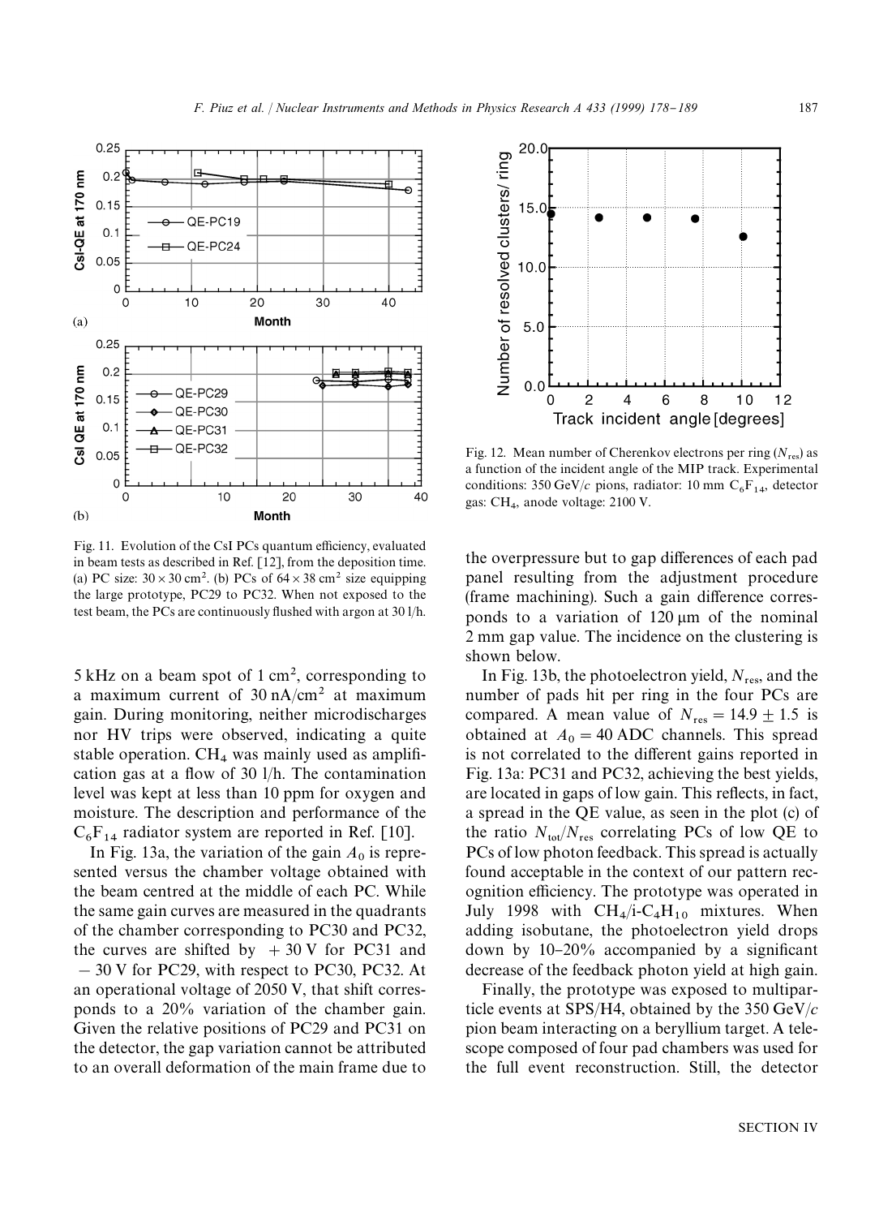Fig. 11. Evolution of the CsI PCs quantum efficiency, evaluated in beam tests as described in Ref. [12], from the deposition time. (a) PC size: $30 \times 30$ cm$^2$. (b) PCs of $64 \times 38$ cm$^2$ size equipping the large prototype, PC29 to PC32. When not exposed to the test beam, the PCs are continuously flushed with argon at 30 l/h.

Fig. 12. Mean number of Cherenkov electrons per ring ($N_{res}$) as a function of the incident angle of the MIP track. Experimental conditions: 350 GeV/$c$ pions, radiator: 10 mm $C_6F_{14}$, detector gas: $CH_4$, anode voltage: 2100 V.

5 kHz on a beam spot of 1 cm$^2$, corresponding to a maximum current of 30 nA/cm$^2$ at maximum gain. During monitoring, neither microdischarges nor HV trips were observed, indicating a quite stable operation. $CH_4$ was mainly used as amplification gas at a flow of 30 l/h. The contamination level was kept at less than 10 ppm for oxygen and moisture. The description and performance of the $C_6F_{14}$ radiator system are reported in Ref. [10].

In Fig. 13a, the variation of the gain $A_0$ is represented versus the chamber voltage obtained with the beam centred at the middle of each PC. While the same gain curves are measured in the quadrants of the chamber corresponding to PC30 and PC32, the curves are shifted by $+30$ V for PC31 and $-30$ V for PC29, with respect to PC30, PC32. At an operational voltage of 2050 V, that shift corresponds to a 20% variation of the chamber gain. Given the relative positions of PC29 and PC31 on the detector, the gap variation cannot be attributed to an overall deformation of the main frame due to the overpressure but to gap differences of each pad panel resulting from the adjustment procedure (frame machining). Such a gain difference corresponds to a variation of 120 μm of the nominal 2 mm gap value. The incidence on the clustering is shown below.

In Fig. 13b, the photoelectron yield, $N_{res}$, and the number of pads hit per ring in the four PCs are compared. A mean value of $N_{res} = 14.9 \pm 1.5$ is obtained at $A_0 = 40$ ADC channels. This spread is not correlated to the different gains reported in Fig. 13a: PC31 and PC32, achieving the best yields, are located in gaps of low gain. This reflects, in fact, a spread in the QE value, as seen in the plot (c) of the ratio $N_{tot}/N_{res}$ correlating PCs of low QE to PCs of low photon feedback. This spread is actually found acceptable in the context of our pattern recognition efficiency. The prototype was operated in July 1998 with $CH_4$/i-$C_4H_{10}$ mixtures. When adding isobutane, the photoelectron yield drops down by 10–20% accompanied by a significant decrease of the feedback photon yield at high gain.

Finally, the prototype was exposed to multiparticle events at SPS/H4, obtained by the 350 GeV/$c$ pion beam interacting on a beryllium target. A telescope composed of four pad chambers was used for the full event reconstruction. Still, the detector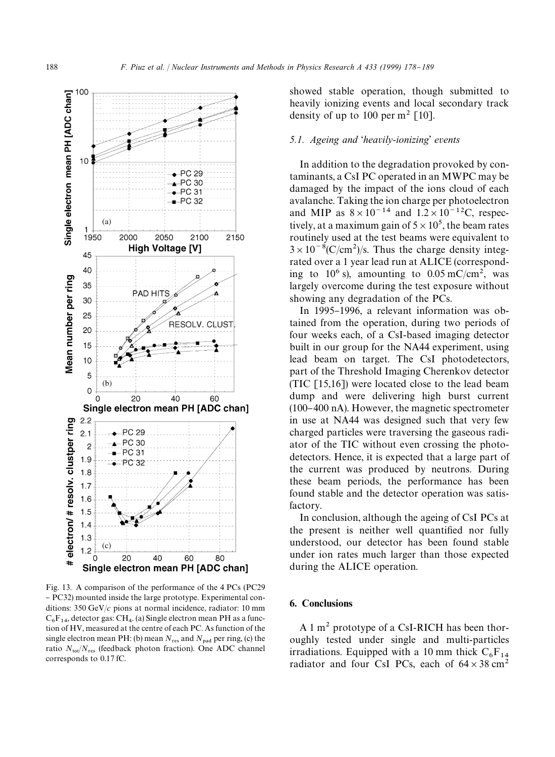Fig. 13. A comparison of the performance of the 4 PCs (PC29 – PC32) mounted inside the large prototype. Experimental conditions: 350 GeV/$c$ pions at normal incidence, radiator: 10 mm $C_6F_{14}$, detector gas: $CH_4$. (a) Single electron mean PH as a function of HV, measured at the centre of each PC. As function of the single electron mean PH: (b) mean $N_{res}$ and $N_{pad}$ per ring, (c) the ratio $N_{tot}/N_{res}$ (feedback photon fraction). One ADC channel corresponds to 0.17 fC.

showed stable operation, though submitted to heavily ionizing events and local secondary track density of up to 100 per $m^2$ [10].

### 5.1. Ageing and 'heavily-ionizing' events

In addition to the degradation provoked by contaminants, a CsI PC operated in an MWPC may be damaged by the impact of the ions cloud of each avalanche. Taking the ion charge per photoelectron and MIP as $8\times10^{-14}$ and $1.2\times10^{-12}$C, respectively, at a maximum gain of $5\times10^5$, the beam rates routinely used at the test beams were equivalent to $3\times10^{-8}$(C/cm$^2$)/s. Thus the charge density integrated over a 1 year lead run at ALICE (corresponding to $10^6$ s), amounting to 0.05 mC/cm$^2$, was largely overcome during the test exposure without showing any degradation of the PCs.

In 1995–1996, a relevant information was obtained from the operation, during two periods of four weeks each, of a CsI-based imaging detector built in our group for the NA44 experiment, using lead beam on target. The CsI photodetectors, part of the Threshold Imaging Cherenkov detector (TIC [15,16]) were located close to the lead beam dump and were delivering high burst current (100–400 nA). However, the magnetic spectrometer in use at NA44 was designed such that very few charged particles were traversing the gaseous radiator of the TIC without even crossing the photodetectors. Hence, it is expected that a large part of the current was produced by neutrons. During these beam periods, the performance has been found stable and the detector operation was satisfactory.

In conclusion, although the ageing of CsI PCs at the present is neither well quantified nor fully understood, our detector has been found stable under ion rates much larger than those expected during the ALICE operation.

## 6. Conclusions

A 1 $m^2$ prototype of a CsI-RICH has been thoroughly tested under single and multi-particles irradiations. Equipped with a 10 mm thick $C_6F_{14}$ radiator and four CsI PCs, each of $64\times38$ cm$^2$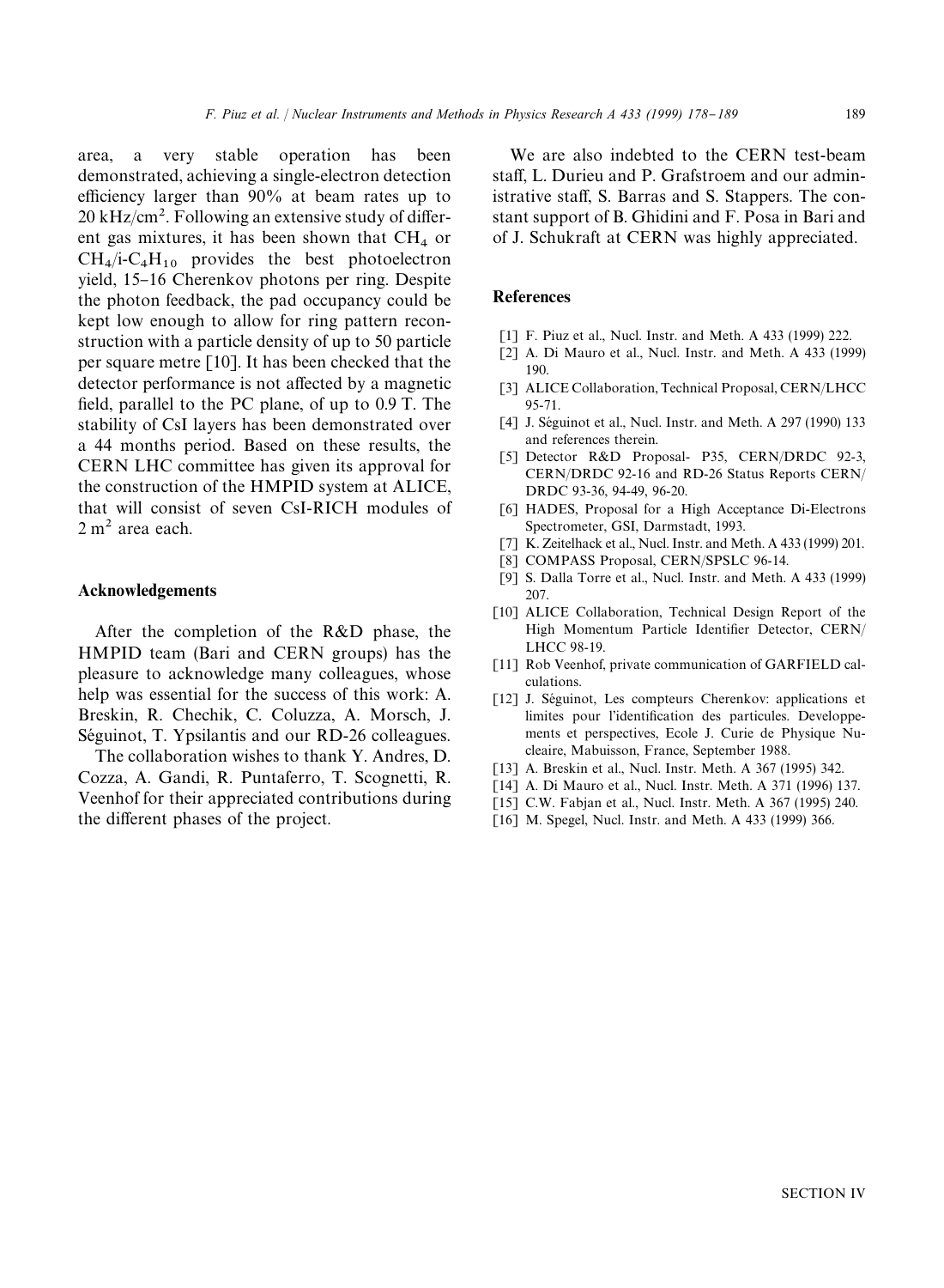area, a very stable operation has been demonstrated, achieving a single-electron detection efficiency larger than 90% at beam rates up to 20 kHz/cm$^2$. Following an extensive study of different gas mixtures, it has been shown that $CH_4$ or $CH_4$/i-$C_4H_{10}$ provides the best photoelectron yield, 15–16 Cherenkov photons per ring. Despite the photon feedback, the pad occupancy could be kept low enough to allow for ring pattern reconstruction with a particle density of up to 50 particle per square metre [10]. It has been checked that the detector performance is not affected by a magnetic field, parallel to the PC plane, of up to 0.9 T. The stability of CsI layers has been demonstrated over a 44 months period. Based on these results, the CERN LHC committee has given its approval for the construction of the HMPID system at ALICE, that will consist of seven CsI-RICH modules of 2 m$^2$ area each.

## Acknowledgements

After the completion of the R&D phase, the HMPID team (Bari and CERN groups) has the pleasure to acknowledge many colleagues, whose help was essential for the success of this work: A. Breskin, R. Chechik, C. Coluzza, A. Morsch, J. Séguinot, T. Ypsilantis and our RD-26 colleagues.

The collaboration wishes to thank Y. Andres, D. Cozza, A. Gandi, R. Puntaferro, T. Scognetti, R. Veenhof for their appreciated contributions during the different phases of the project.

We are also indebted to the CERN test-beam staff, L. Durieu and P. Grafstroem and our administrative staff, S. Barras and S. Stappers. The constant support of B. Ghidini and F. Posa in Bari and of J. Schukraft at CERN was highly appreciated.

## References

[1] F. Piuz et al., Nucl. Instr. and Meth. A 433 (1999) 222.
[2] A. Di Mauro et al., Nucl. Instr. and Meth. A 433 (1999) 190.
[3] ALICE Collaboration, Technical Proposal, CERN/LHCC 95-71.
[4] J. Séguinot et al., Nucl. Instr. and Meth. A 297 (1990) 133 and references therein.
[5] Detector R&D Proposal- P35, CERN/DRDC 92-3, CERN/DRDC 92-16 and RD-26 Status Reports CERN/DRDC 93-36, 94-49, 96-20.
[6] HADES, Proposal for a High Acceptance Di-Electrons Spectrometer, GSI, Darmstadt, 1993.
[7] K. Zeitelhack et al., Nucl. Instr. and Meth. A 433 (1999) 201.
[8] COMPASS Proposal, CERN/SPSLC 96-14.
[9] S. Dalla Torre et al., Nucl. Instr. and Meth. A 433 (1999) 207.
[10] ALICE Collaboration, Technical Design Report of the High Momentum Particle Identifier Detector, CERN/LHCC 98-19.
[11] Rob Veenhof, private communication of GARFIELD calculations.
[12] J. Séguinot, Les compteurs Cherenkov: applications et limites pour l'identification des particules. Developpements et perspectives, Ecole J. Curie de Physique Nucleaire, Mabuisson, France, September 1988.
[13] A. Breskin et al., Nucl. Instr. Meth. A 367 (1995) 342.
[14] A. Di Mauro et al., Nucl. Instr. Meth. A 371 (1996) 137.
[15] C.W. Fabjan et al., Nucl. Instr. Meth. A 367 (1995) 240.
[16] M. Spegel, Nucl. Instr. and Meth. A 433 (1999) 366.